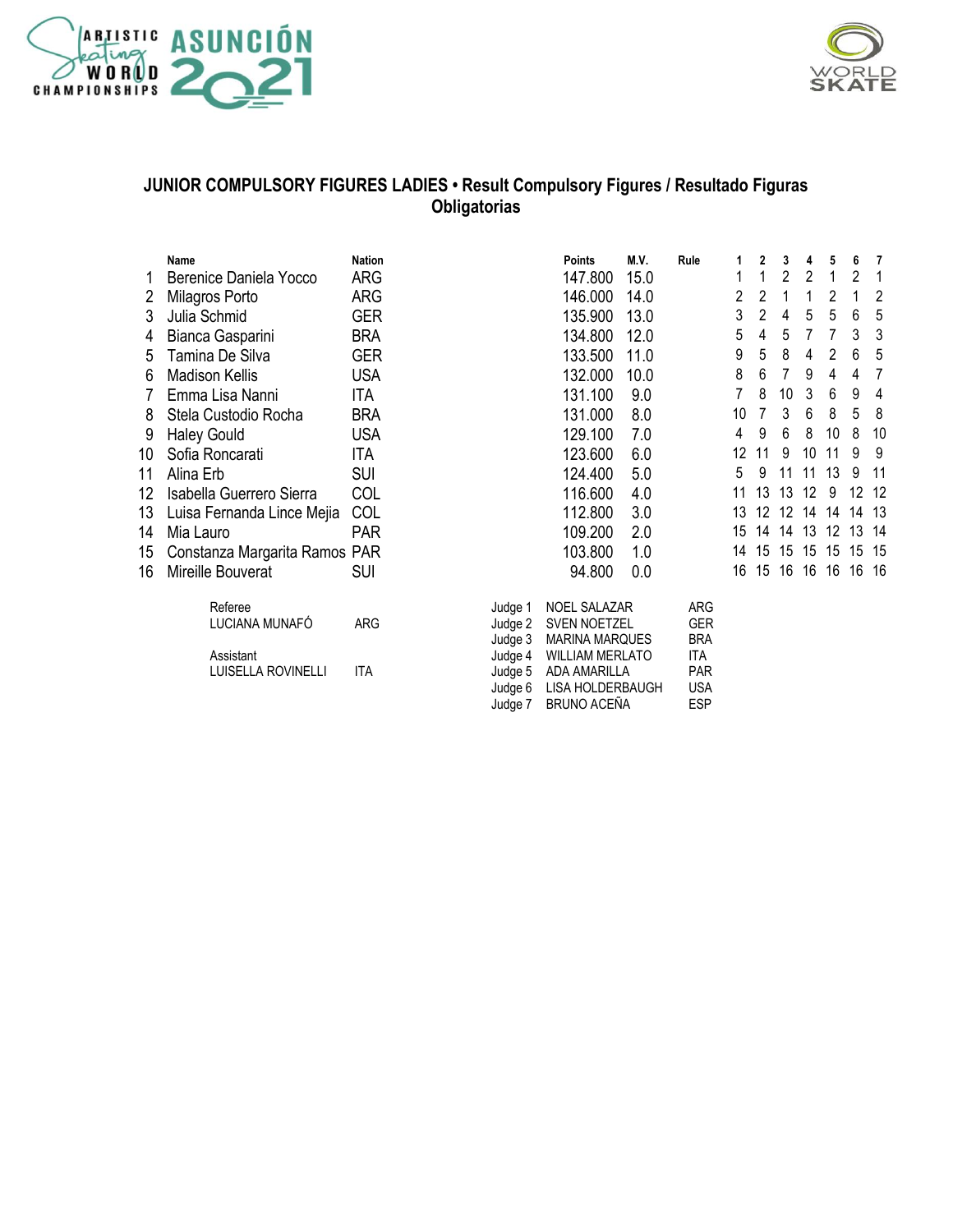## JUNIOR COMPULSORY FIGURES LADIES • Result Compulsory Figures / Resultado Figuras Obligatorias

| | Name | Nation | Points | M.V. | Rule | 1 | 2 | 3 | 4 | 5 | 6 | 7 |
|---|---|---|---|---|---|---|---|---|---|---|---|---|
| 1 | Berenice Daniela Yocco | ARG | 147.800 | 15.0 | | 1 | 1 | 2 | 2 | 1 | 2 | 1 |
| 2 | Milagros Porto | ARG | 146.000 | 14.0 | | 2 | 2 | 1 | 1 | 2 | 1 | 2 |
| 3 | Julia Schmid | GER | 135.900 | 13.0 | | 3 | 2 | 4 | 5 | 5 | 6 | 5 |
| 4 | Bianca Gasparini | BRA | 134.800 | 12.0 | | 5 | 4 | 5 | 7 | 7 | 3 | 3 |
| 5 | Tamina De Silva | GER | 133.500 | 11.0 | | 9 | 5 | 8 | 4 | 2 | 6 | 5 |
| 6 | Madison Kellis | USA | 132.000 | 10.0 | | 8 | 6 | 7 | 9 | 4 | 4 | 7 |
| 7 | Emma Lisa Nanni | ITA | 131.100 | 9.0 | | 7 | 8 | 10 | 3 | 6 | 9 | 4 |
| 8 | Stela Custodio Rocha | BRA | 131.000 | 8.0 | | 10 | 7 | 3 | 6 | 8 | 5 | 8 |
| 9 | Haley Gould | USA | 129.100 | 7.0 | | 4 | 9 | 6 | 8 | 10 | 8 | 10 |
| 10 | Sofia Roncarati | ITA | 123.600 | 6.0 | | 12 | 11 | 9 | 10 | 11 | 9 | 9 |
| 11 | Alina Erb | SUI | 124.400 | 5.0 | | 5 | 9 | 11 | 11 | 13 | 9 | 11 |
| 12 | Isabella Guerrero Sierra | COL | 116.600 | 4.0 | | 11 | 13 | 13 | 12 | 9 | 12 | 12 |
| 13 | Luisa Fernanda Lince Mejia | COL | 112.800 | 3.0 | | 13 | 12 | 12 | 14 | 14 | 14 | 13 |
| 14 | Mia Lauro | PAR | 109.200 | 2.0 | | 15 | 14 | 14 | 13 | 12 | 13 | 14 |
| 15 | Constanza Margarita Ramos | PAR | 103.800 | 1.0 | | 14 | 15 | 15 | 15 | 15 | 15 | 15 |
| 16 | Mireille Bouverat | SUI | 94.800 | 0.0 | | 16 | 15 | 16 | 16 | 16 | 16 | 16 |

Referee
LUCIANA MUNAFÓ ARG

Assistant
LUISELLA ROVINELLI ITA

| | | |
|---|---|---|
| Judge 1 | NOEL SALAZAR | ARG |
| Judge 2 | SVEN NOETZEL | GER |
| Judge 3 | MARINA MARQUES | BRA |
| Judge 4 | WILLIAM MERLATO | ITA |
| Judge 5 | ADA AMARILLA | PAR |
| Judge 6 | LISA HOLDERBAUGH | USA |
| Judge 7 | BRUNO ACEÑA | ESP |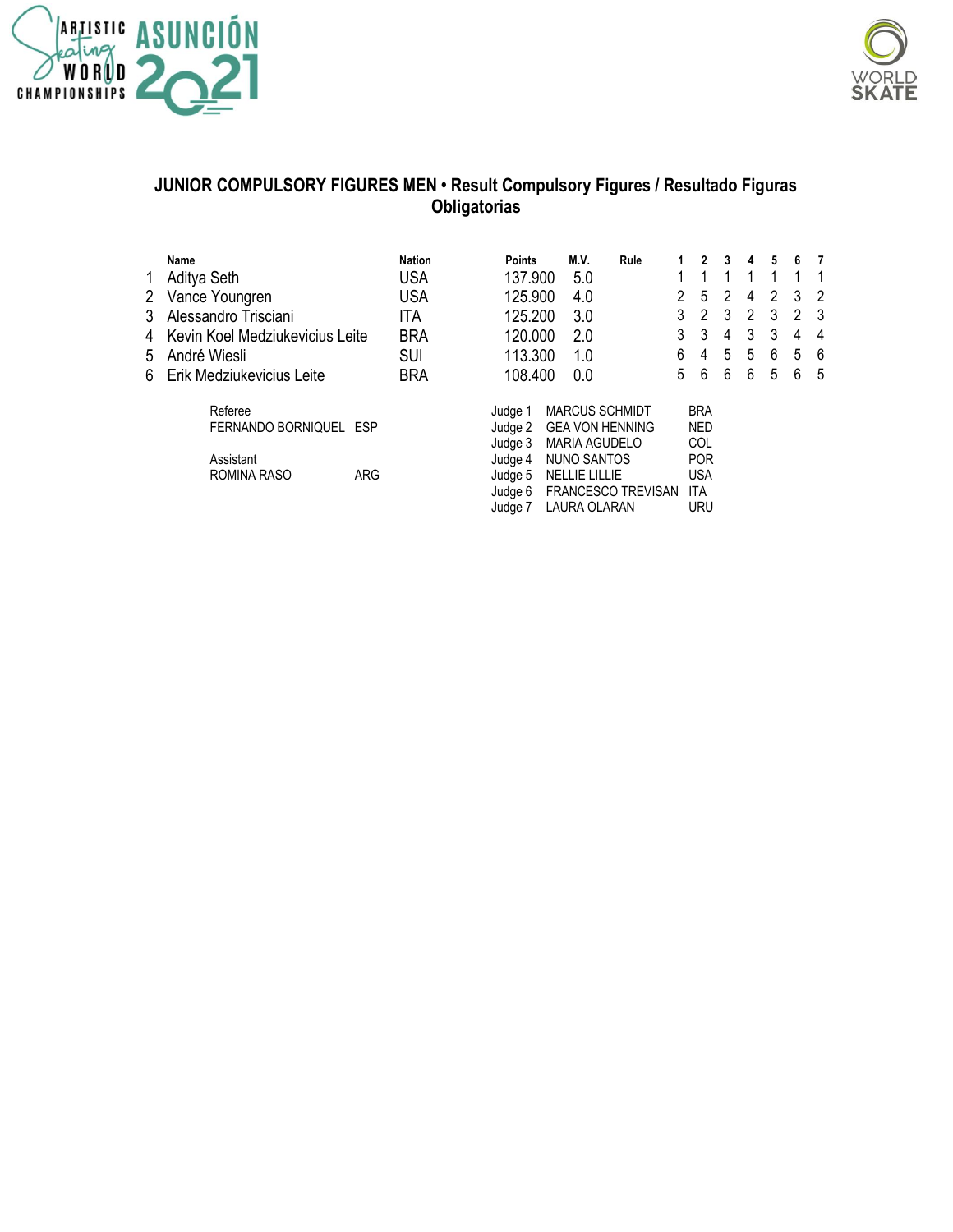## JUNIOR COMPULSORY FIGURES MEN • Result Compulsory Figures / Resultado Figuras Obligatorias

| | Name | Nation | Points | M.V. | Rule | 1 | 2 | 3 | 4 | 5 | 6 | 7 |
|---|---|---|---|---|---|---|---|---|---|---|---|---|
| 1 | Aditya Seth | USA | 137.900 | 5.0 | | 1 | 1 | 1 | 1 | 1 | 1 | 1 |
| 2 | Vance Youngren | USA | 125.900 | 4.0 | | 2 | 5 | 2 | 4 | 2 | 3 | 2 |
| 3 | Alessandro Trisciani | ITA | 125.200 | 3.0 | | 3 | 2 | 3 | 2 | 3 | 2 | 3 |
| 4 | Kevin Koel Medziukevicius Leite | BRA | 120.000 | 2.0 | | 3 | 3 | 4 | 3 | 3 | 4 | 4 |
| 5 | André Wiesli | SUI | 113.300 | 1.0 | | 6 | 4 | 5 | 5 | 6 | 5 | 6 |
| 6 | Erik Medziukevicius Leite | BRA | 108.400 | 0.0 | | 5 | 6 | 6 | 6 | 5 | 6 | 5 |

Referee
FERNANDO BORNIQUEL ESP

Assistant
ROMINA RASO ARG

| Judge | Name | Nation |
|---|---|---|
| Judge 1 | MARCUS SCHMIDT | BRA |
| Judge 2 | GEA VON HENNING | NED |
| Judge 3 | MARIA AGUDELO | COL |
| Judge 4 | NUNO SANTOS | POR |
| Judge 5 | NELLIE LILLIE | USA |
| Judge 6 | FRANCESCO TREVISAN | ITA |
| Judge 7 | LAURA OLARAN | URU |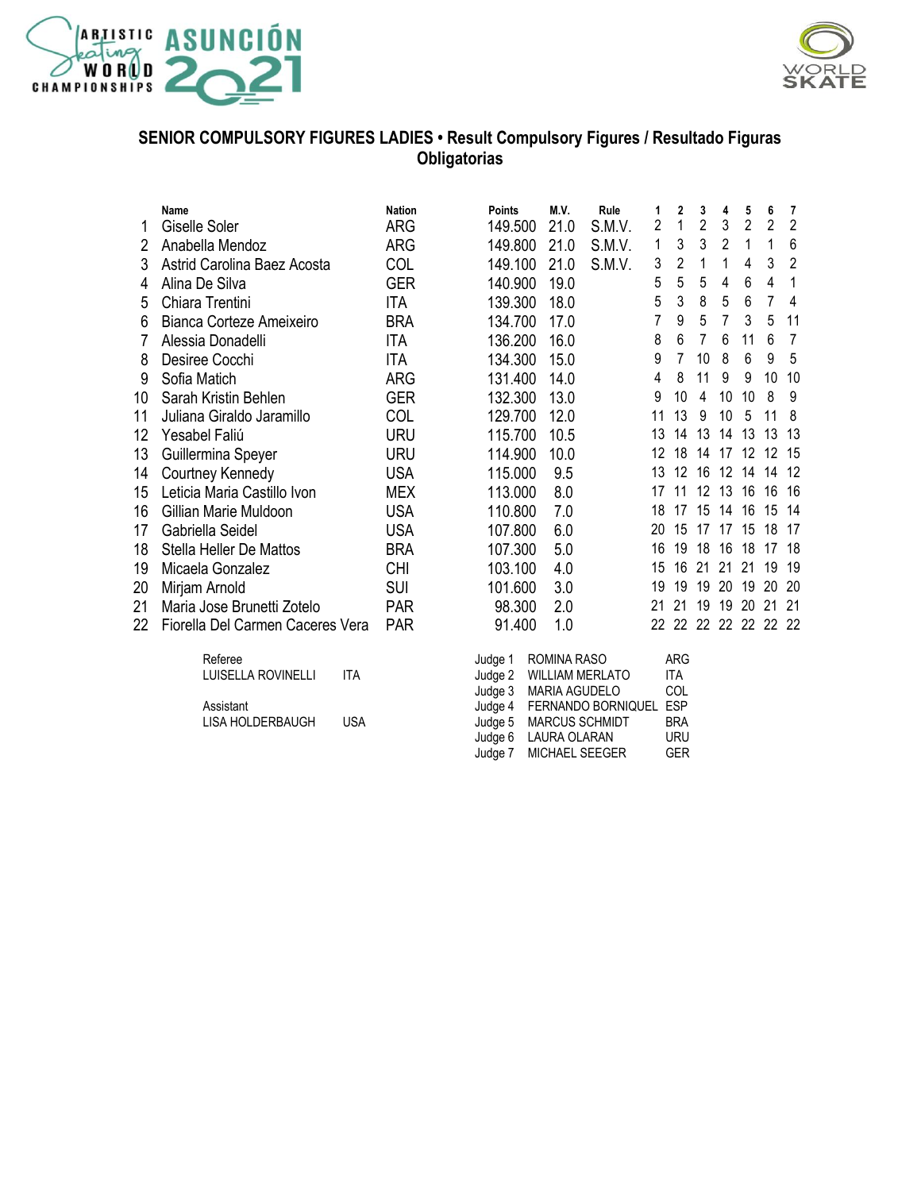## SENIOR COMPULSORY FIGURES LADIES • Result Compulsory Figures / Resultado Figuras Obligatorias

| | Name | Nation | Points | M.V. | Rule | 1 | 2 | 3 | 4 | 5 | 6 | 7 |
|---|---|---|---|---|---|---|---|---|---|---|---|---|
| 1 | Giselle Soler | ARG | 149.500 | 21.0 | S.M.V. | 2 | 1 | 2 | 3 | 2 | 2 | 2 |
| 2 | Anabella Mendoz | ARG | 149.800 | 21.0 | S.M.V. | 1 | 3 | 3 | 2 | 1 | 1 | 6 |
| 3 | Astrid Carolina Baez Acosta | COL | 149.100 | 21.0 | S.M.V. | 3 | 2 | 1 | 1 | 4 | 3 | 2 |
| 4 | Alina De Silva | GER | 140.900 | 19.0 | | 5 | 5 | 5 | 4 | 6 | 4 | 1 |
| 5 | Chiara Trentini | ITA | 139.300 | 18.0 | | 5 | 3 | 8 | 5 | 6 | 7 | 4 |
| 6 | Bianca Corteze Ameixeiro | BRA | 134.700 | 17.0 | | 7 | 9 | 5 | 7 | 3 | 5 | 11 |
| 7 | Alessia Donadelli | ITA | 136.200 | 16.0 | | 8 | 6 | 7 | 6 | 11 | 6 | 7 |
| 8 | Desiree Cocchi | ITA | 134.300 | 15.0 | | 9 | 7 | 10 | 8 | 6 | 9 | 5 |
| 9 | Sofia Matich | ARG | 131.400 | 14.0 | | 4 | 8 | 11 | 9 | 9 | 10 | 10 |
| 10 | Sarah Kristin Behlen | GER | 132.300 | 13.0 | | 9 | 10 | 4 | 10 | 10 | 8 | 9 |
| 11 | Juliana Giraldo Jaramillo | COL | 129.700 | 12.0 | | 11 | 13 | 9 | 10 | 5 | 11 | 8 |
| 12 | Yesabel Faliú | URU | 115.700 | 10.5 | | 13 | 14 | 13 | 14 | 13 | 13 | 13 |
| 13 | Guillermina Speyer | URU | 114.900 | 10.0 | | 12 | 18 | 14 | 17 | 12 | 12 | 15 |
| 14 | Courtney Kennedy | USA | 115.000 | 9.5 | | 13 | 12 | 16 | 12 | 14 | 14 | 12 |
| 15 | Leticia Maria Castillo Ivon | MEX | 113.000 | 8.0 | | 17 | 11 | 12 | 13 | 16 | 16 | 16 |
| 16 | Gillian Marie Muldoon | USA | 110.800 | 7.0 | | 18 | 17 | 15 | 14 | 16 | 15 | 14 |
| 17 | Gabriella Seidel | USA | 107.800 | 6.0 | | 20 | 15 | 17 | 17 | 15 | 18 | 17 |
| 18 | Stella Heller De Mattos | BRA | 107.300 | 5.0 | | 16 | 19 | 18 | 16 | 18 | 17 | 18 |
| 19 | Micaela Gonzalez | CHI | 103.100 | 4.0 | | 15 | 16 | 21 | 21 | 21 | 19 | 19 |
| 20 | Mirjam Arnold | SUI | 101.600 | 3.0 | | 19 | 19 | 19 | 20 | 19 | 20 | 20 |
| 21 | Maria Jose Brunetti Zotelo | PAR | 98.300 | 2.0 | | 21 | 21 | 19 | 19 | 20 | 21 | 21 |
| 22 | Fiorella Del Carmen Caceres Vera | PAR | 91.400 | 1.0 | | 22 | 22 | 22 | 22 | 22 | 22 | 22 |

Referee
LUISELLA ROVINELLI ITA

Assistant
LISA HOLDERBAUGH USA

| | | |
|---|---|---|
| Judge 1 | ROMINA RASO | ARG |
| Judge 2 | WILLIAM MERLATO | ITA |
| Judge 3 | MARIA AGUDELO | COL |
| Judge 4 | FERNANDO BORNIQUEL | ESP |
| Judge 5 | MARCUS SCHMIDT | BRA |
| Judge 6 | LAURA OLARAN | URU |
| Judge 7 | MICHAEL SEEGER | GER |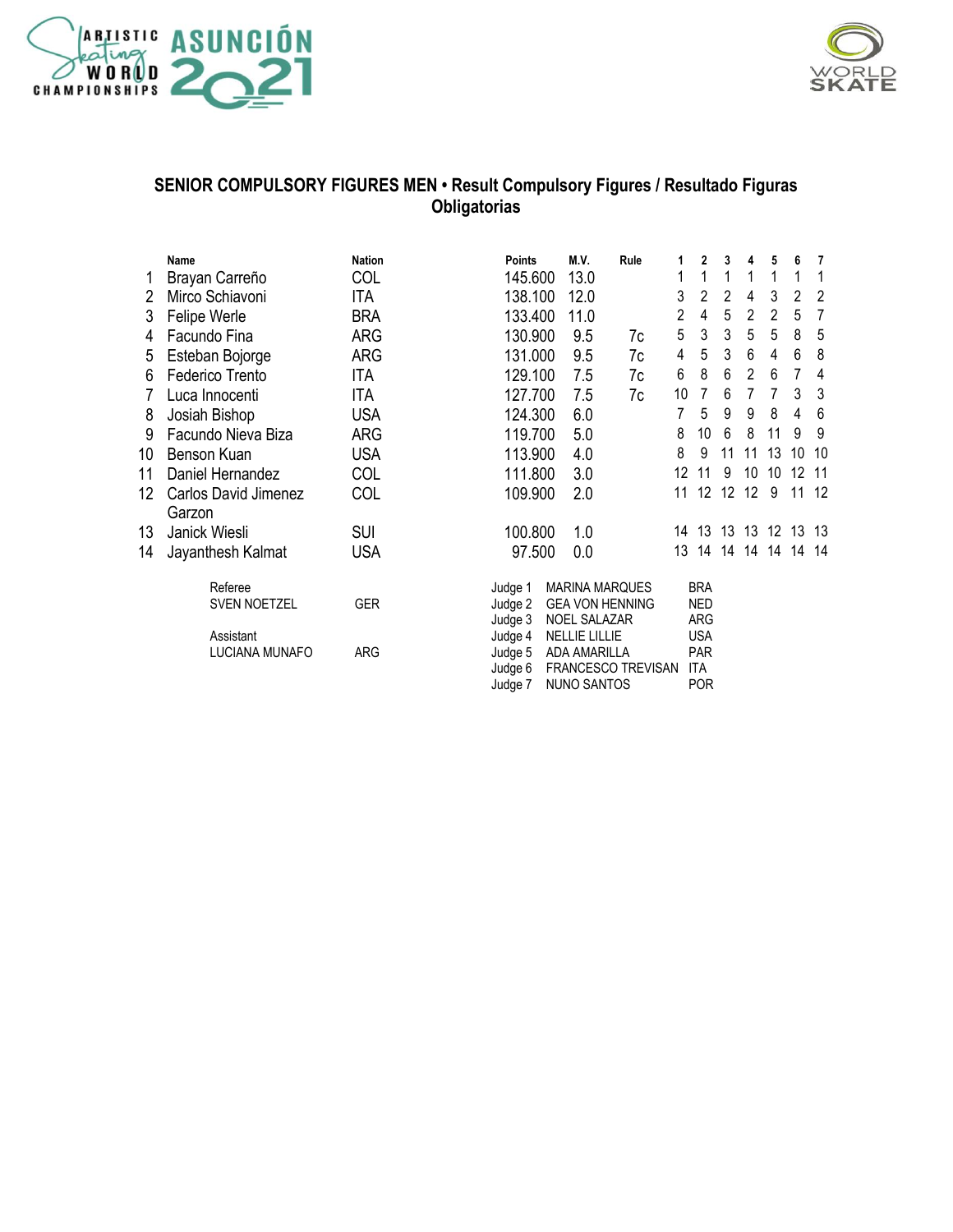## SENIOR COMPULSORY FIGURES MEN • Result Compulsory Figures / Resultado Figuras Obligatorias

| | Name | Nation | Points | M.V. | Rule | 1 | 2 | 3 | 4 | 5 | 6 | 7 |
|---|---|---|---|---|---|---|---|---|---|---|---|---|
| 1 | Brayan Carreño | COL | 145.600 | 13.0 | | 1 | 1 | 1 | 1 | 1 | 1 | 1 |
| 2 | Mirco Schiavoni | ITA | 138.100 | 12.0 | | 3 | 2 | 2 | 4 | 3 | 2 | 2 |
| 3 | Felipe Werle | BRA | 133.400 | 11.0 | | 2 | 4 | 5 | 2 | 2 | 5 | 7 |
| 4 | Facundo Fina | ARG | 130.900 | 9.5 | 7c | 5 | 3 | 3 | 5 | 5 | 8 | 5 |
| 5 | Esteban Bojorge | ARG | 131.000 | 9.5 | 7c | 4 | 5 | 3 | 6 | 4 | 6 | 8 |
| 6 | Federico Trento | ITA | 129.100 | 7.5 | 7c | 6 | 8 | 6 | 2 | 6 | 7 | 4 |
| 7 | Luca Innocenti | ITA | 127.700 | 7.5 | 7c | 10 | 7 | 6 | 7 | 7 | 3 | 3 |
| 8 | Josiah Bishop | USA | 124.300 | 6.0 | | 7 | 5 | 9 | 9 | 8 | 4 | 6 |
| 9 | Facundo Nieva Biza | ARG | 119.700 | 5.0 | | 8 | 10 | 6 | 8 | 11 | 9 | 9 |
| 10 | Benson Kuan | USA | 113.900 | 4.0 | | 8 | 9 | 11 | 11 | 13 | 10 | 10 |
| 11 | Daniel Hernandez | COL | 111.800 | 3.0 | | 12 | 11 | 9 | 10 | 10 | 12 | 11 |
| 12 | Carlos David Jimenez Garzon | COL | 109.900 | 2.0 | | 11 | 12 | 12 | 12 | 9 | 11 | 12 |
| 13 | Janick Wiesli | SUI | 100.800 | 1.0 | | 14 | 13 | 13 | 13 | 12 | 13 | 13 |
| 14 | Jayanthesh Kalmat | USA | 97.500 | 0.0 | | 13 | 14 | 14 | 14 | 14 | 14 | 14 |

Referee
SVEN NOETZEL GER

Assistant
LUCIANA MUNAFO ARG

| Judge | Name | Nation |
|---|---|---|
| Judge 1 | MARINA MARQUES | BRA |
| Judge 2 | GEA VON HENNING | NED |
| Judge 3 | NOEL SALAZAR | ARG |
| Judge 4 | NELLIE LILLIE | USA |
| Judge 5 | ADA AMARILLA | PAR |
| Judge 6 | FRANCESCO TREVISAN | ITA |
| Judge 7 | NUNO SANTOS | POR |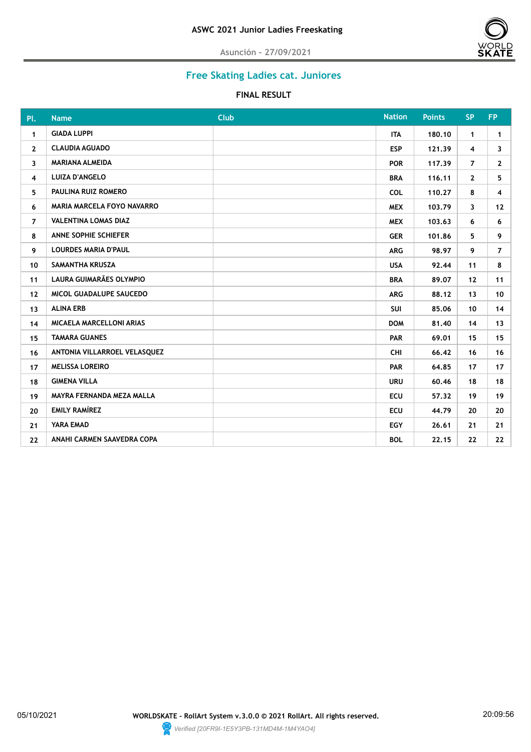# ASWC 2021 Junior Ladies Freeskating

Asunción - 27/09/2021

## Free Skating Ladies cat. Juniores

### FINAL RESULT

| Pl. | Name | Club | Nation | Points | SP | FP |
|---|---|---|---|---|---|---|
| 1 | GIADA LUPPI | | ITA | 180.10 | 1 | 1 |
| 2 | CLAUDIA AGUADO | | ESP | 121.39 | 4 | 3 |
| 3 | MARIANA ALMEIDA | | POR | 117.39 | 7 | 2 |
| 4 | LUIZA D'ANGELO | | BRA | 116.11 | 2 | 5 |
| 5 | PAULINA RUIZ ROMERO | | COL | 110.27 | 8 | 4 |
| 6 | MARIA MARCELA FOYO NAVARRO | | MEX | 103.79 | 3 | 12 |
| 7 | VALENTINA LOMAS DIAZ | | MEX | 103.63 | 6 | 6 |
| 8 | ANNE SOPHIE SCHIEFER | | GER | 101.86 | 5 | 9 |
| 9 | LOURDES MARIA D'PAUL | | ARG | 98.97 | 9 | 7 |
| 10 | SAMANTHA KRUSZA | | USA | 92.44 | 11 | 8 |
| 11 | LAURA GUIMARÃES OLYMPIO | | BRA | 89.07 | 12 | 11 |
| 12 | MICOL GUADALUPE SAUCEDO | | ARG | 88.12 | 13 | 10 |
| 13 | ALINA ERB | | SUI | 85.06 | 10 | 14 |
| 14 | MICAELA MARCELLONI ARIAS | | DOM | 81.40 | 14 | 13 |
| 15 | TAMARA GUANES | | PAR | 69.01 | 15 | 15 |
| 16 | ANTONIA VILLARROEL VELASQUEZ | | CHI | 66.42 | 16 | 16 |
| 17 | MELISSA LOREIRO | | PAR | 64.85 | 17 | 17 |
| 18 | GIMENA VILLA | | URU | 60.46 | 18 | 18 |
| 19 | MAYRA FERNANDA MEZA MALLA | | ECU | 57.32 | 19 | 19 |
| 20 | EMILY RAMÍREZ | | ECU | 44.79 | 20 | 20 |
| 21 | YARA EMAD | | EGY | 26.61 | 21 | 21 |
| 22 | ANAHI CARMEN SAAVEDRA COPA | | BOL | 22.15 | 22 | 22 |

05/10/2021 WORLDSKATE - RollArt System v.3.0.0 © 2021 RollArt. All rights reserved. 20:09:56

*Verified [20FR9I-1E5Y3PB-131MD4M-1M4YAO4]*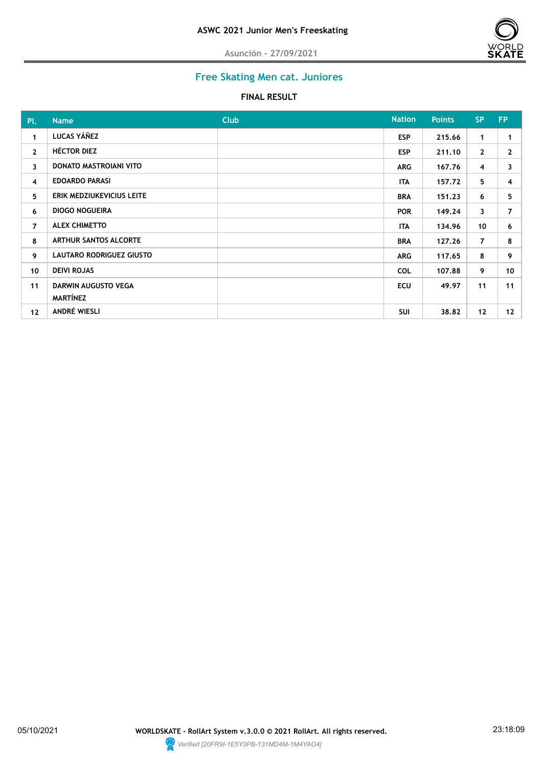# ASWC 2021 Junior Men's Freeskating

Asunción - 27/09/2021

## Free Skating Men cat. Juniores

### FINAL RESULT

| Pl. | Name | Club | Nation | Points | SP | FP |
|---|---|---|---|---|---|---|
| 1 | LUCAS YÁÑEZ | | ESP | 215.66 | 1 | 1 |
| 2 | HÉCTOR DIEZ | | ESP | 211.10 | 2 | 2 |
| 3 | DONATO MASTROIANI VITO | | ARG | 167.76 | 4 | 3 |
| 4 | EDOARDO PARASI | | ITA | 157.72 | 5 | 4 |
| 5 | ERIK MEDZIUKEVICIUS LEITE | | BRA | 151.23 | 6 | 5 |
| 6 | DIOGO NOGUEIRA | | POR | 149.24 | 3 | 7 |
| 7 | ALEX CHIMETTO | | ITA | 134.96 | 10 | 6 |
| 8 | ARTHUR SANTOS ALCORTE | | BRA | 127.26 | 7 | 8 |
| 9 | LAUTARO RODRIGUEZ GIUSTO | | ARG | 117.65 | 8 | 9 |
| 10 | DEIVI ROJAS | | COL | 107.88 | 9 | 10 |
| 11 | DARWIN AUGUSTO VEGA MARTÍNEZ | | ECU | 49.97 | 11 | 11 |
| 12 | ANDRÉ WIESLI | | SUI | 38.82 | 12 | 12 |

05/10/2021 WORLDSKATE - RollArt System v.3.0.0 © 2021 RollArt. All rights reserved. 23:18:09

*Verified [20FR9I-1E5Y3PB-131MD4M-1M4YAO4]*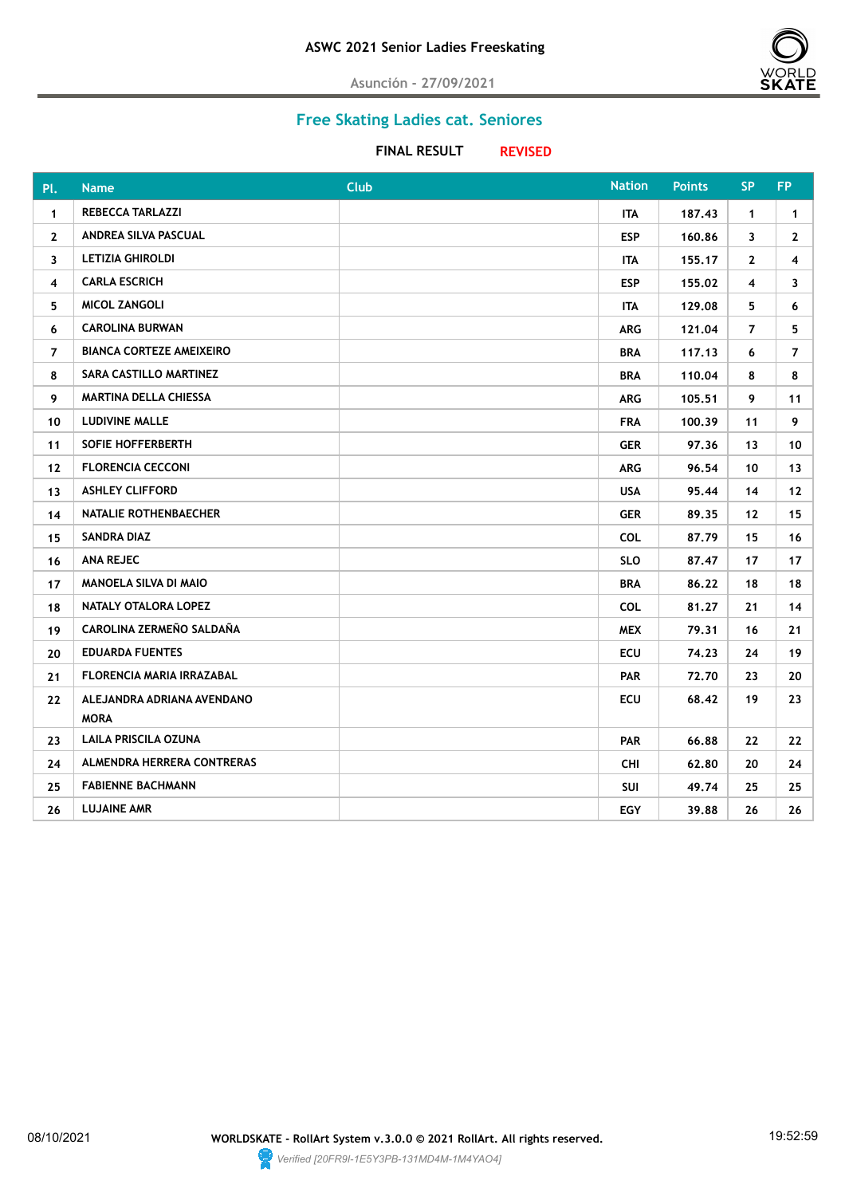# ASWC 2021 Senior Ladies Freeskating

Asunción - 27/09/2021

## Free Skating Ladies cat. Seniores

**FINAL RESULT** **REVISED**

| Pl. | Name | Club | Nation | Points | SP | FP |
|---|---|---|---|---|---|---|
| 1 | REBECCA TARLAZZI | | ITA | 187.43 | 1 | 1 |
| 2 | ANDREA SILVA PASCUAL | | ESP | 160.86 | 3 | 2 |
| 3 | LETIZIA GHIROLDI | | ITA | 155.17 | 2 | 4 |
| 4 | CARLA ESCRICH | | ESP | 155.02 | 4 | 3 |
| 5 | MICOL ZANGOLI | | ITA | 129.08 | 5 | 6 |
| 6 | CAROLINA BURWAN | | ARG | 121.04 | 7 | 5 |
| 7 | BIANCA CORTEZE AMEIXEIRO | | BRA | 117.13 | 6 | 7 |
| 8 | SARA CASTILLO MARTINEZ | | BRA | 110.04 | 8 | 8 |
| 9 | MARTINA DELLA CHIESSA | | ARG | 105.51 | 9 | 11 |
| 10 | LUDIVINE MALLE | | FRA | 100.39 | 11 | 9 |
| 11 | SOFIE HOFFERBERTH | | GER | 97.36 | 13 | 10 |
| 12 | FLORENCIA CECCONI | | ARG | 96.54 | 10 | 13 |
| 13 | ASHLEY CLIFFORD | | USA | 95.44 | 14 | 12 |
| 14 | NATALIE ROTHENBAECHER | | GER | 89.35 | 12 | 15 |
| 15 | SANDRA DIAZ | | COL | 87.79 | 15 | 16 |
| 16 | ANA REJEC | | SLO | 87.47 | 17 | 17 |
| 17 | MANOELA SILVA DI MAIO | | BRA | 86.22 | 18 | 18 |
| 18 | NATALY OTALORA LOPEZ | | COL | 81.27 | 21 | 14 |
| 19 | CAROLINA ZERMEÑO SALDAÑA | | MEX | 79.31 | 16 | 21 |
| 20 | EDUARDA FUENTES | | ECU | 74.23 | 24 | 19 |
| 21 | FLORENCIA MARIA IRRAZABAL | | PAR | 72.70 | 23 | 20 |
| 22 | ALEJANDRA ADRIANA AVENDANO MORA | | ECU | 68.42 | 19 | 23 |
| 23 | LAILA PRISCILA OZUNA | | PAR | 66.88 | 22 | 22 |
| 24 | ALMENDRA HERRERA CONTRERAS | | CHI | 62.80 | 20 | 24 |
| 25 | FABIENNE BACHMANN | | SUI | 49.74 | 25 | 25 |
| 26 | LUJAINE AMR | | EGY | 39.88 | 26 | 26 |

08/10/2021 WORLDSKATE - RollArt System v.3.0.0 © 2021 RollArt. All rights reserved. 19:52:59

*Verified [20FR9I-1E5Y3PB-131MD4M-1M4YAO4]*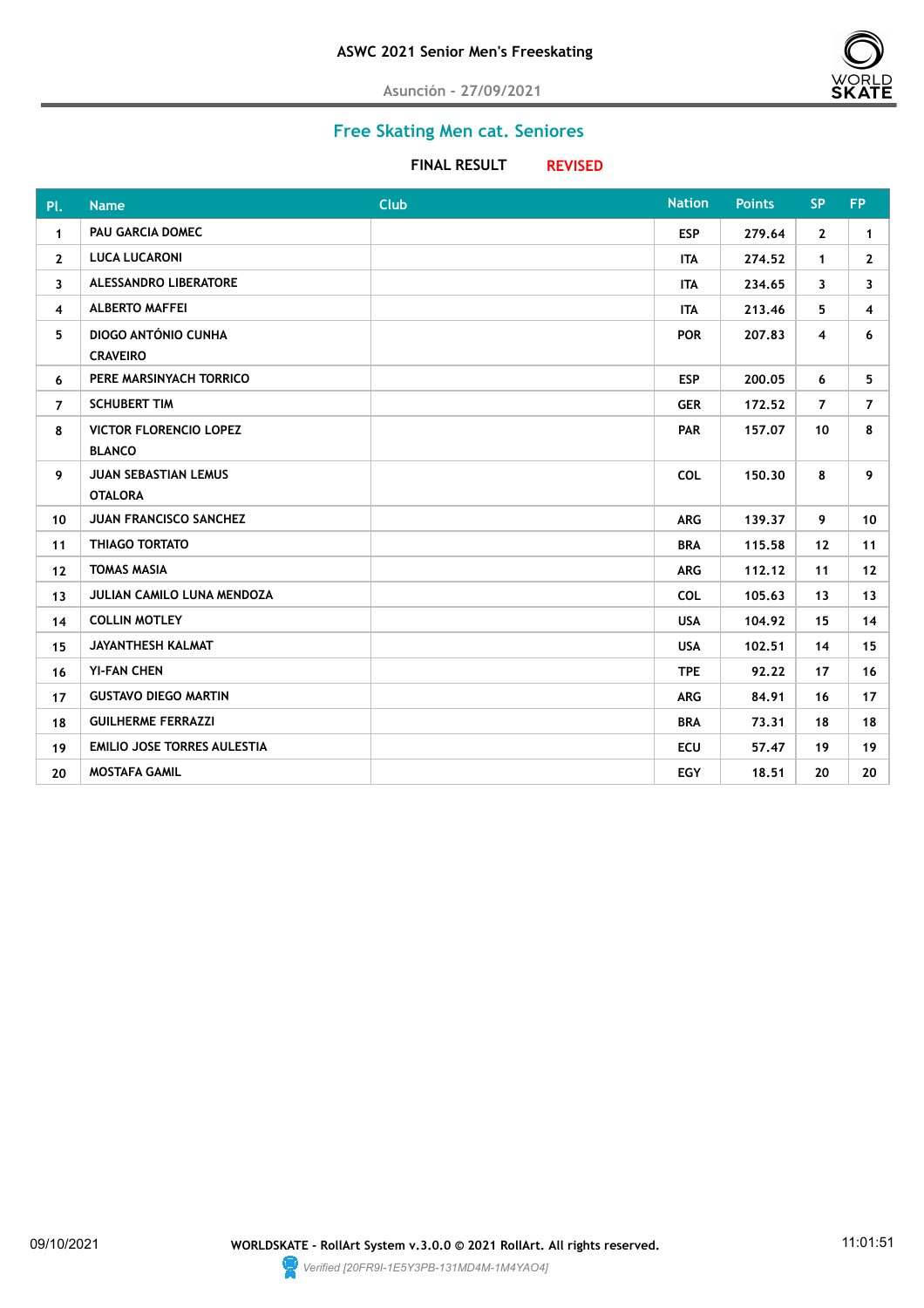ASWC 2021 Senior Men's Freeskating

Asunción - 27/09/2021

## Free Skating Men cat. Seniores

**FINAL RESULT** **REVISED**

| Pl. | Name | Club | Nation | Points | SP | FP |
|---|---|---|---|---|---|---|
| 1 | PAU GARCIA DOMEC | | ESP | 279.64 | 2 | 1 |
| 2 | LUCA LUCARONI | | ITA | 274.52 | 1 | 2 |
| 3 | ALESSANDRO LIBERATORE | | ITA | 234.65 | 3 | 3 |
| 4 | ALBERTO MAFFEI | | ITA | 213.46 | 5 | 4 |
| 5 | DIOGO ANTÓNIO CUNHA CRAVEIRO | | POR | 207.83 | 4 | 6 |
| 6 | PERE MARSINYACH TORRICO | | ESP | 200.05 | 6 | 5 |
| 7 | SCHUBERT TIM | | GER | 172.52 | 7 | 7 |
| 8 | VICTOR FLORENCIO LOPEZ BLANCO | | PAR | 157.07 | 10 | 8 |
| 9 | JUAN SEBASTIAN LEMUS OTALORA | | COL | 150.30 | 8 | 9 |
| 10 | JUAN FRANCISCO SANCHEZ | | ARG | 139.37 | 9 | 10 |
| 11 | THIAGO TORTATO | | BRA | 115.58 | 12 | 11 |
| 12 | TOMAS MASIA | | ARG | 112.12 | 11 | 12 |
| 13 | JULIAN CAMILO LUNA MENDOZA | | COL | 105.63 | 13 | 13 |
| 14 | COLLIN MOTLEY | | USA | 104.92 | 15 | 14 |
| 15 | JAYANTHESH KALMAT | | USA | 102.51 | 14 | 15 |
| 16 | YI-FAN CHEN | | TPE | 92.22 | 17 | 16 |
| 17 | GUSTAVO DIEGO MARTIN | | ARG | 84.91 | 16 | 17 |
| 18 | GUILHERME FERRAZZI | | BRA | 73.31 | 18 | 18 |
| 19 | EMILIO JOSE TORRES AULESTIA | | ECU | 57.47 | 19 | 19 |
| 20 | MOSTAFA GAMIL | | EGY | 18.51 | 20 | 20 |

09/10/2021 WORLDSKATE - RollArt System v.3.0.0 © 2021 RollArt. All rights reserved. 11:01:51

*Verified [20FR9I-1E5Y3PB-131MD4M-1M4YAO4]*